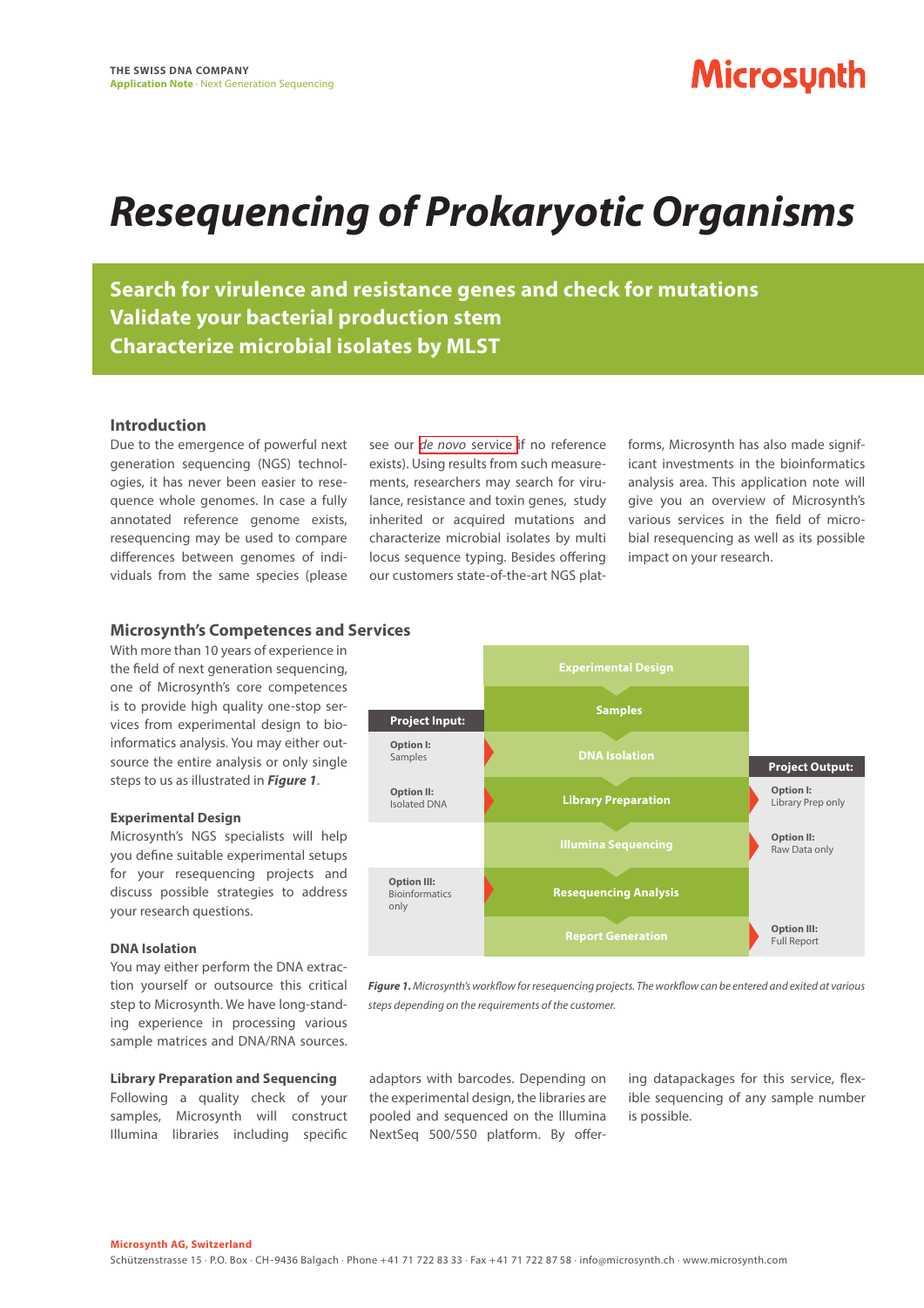# *Resequencing of Prokaryotic Organisms*

**Search for virulence and resistance genes and check for mutations**
**Validate your bacterial production stem**
**Characterize microbial isolates by MLST**

## Introduction

Due to the emergence of powerful next generation sequencing (NGS) technologies, it has never been easier to resequence whole genomes. In case a fully annotated reference genome exists, resequencing may be used to compare differences between genomes of individuals from the same species (please see our *de novo* service if no reference exists). Using results from such measurements, researchers may search for virulance, resistance and toxin genes, study inherited or acquired mutations and characterize microbial isolates by multi locus sequence typing. Besides offering our customers state-of-the-art NGS platforms, Microsynth has also made significant investments in the bioinformatics analysis area. This application note will give you an overview of Microsynth's various services in the field of microbial resequencing as well as its possible impact on your research.

## Microsynth's Competences and Services

With more than 10 years of experience in the field of next generation sequencing, one of Microsynth's core competences is to provide high quality one-stop services from experimental design to bioinformatics analysis. You may either outsource the entire analysis or only single steps to us as illustrated in ***Figure 1***.

| Project Input | Workflow | Project Output |
|---|---|---|
| | Experimental Design | |
| | Samples | |
| **Option I:** Samples | DNA Isolation | |
| **Option II:** Isolated DNA | Library Preparation | **Option I:** Library Prep only |
| | Illumina Sequencing | **Option II:** Raw Data only |
| **Option III:** Bioinformatics only | Resequencing Analysis | |
| | Report Generation | **Option III:** Full Report |

***Figure 1.*** *Microsynth's workflow for resequencing projects. The workflow can be entered and exited at various steps depending on the requirements of the customer.*

### Experimental Design

Microsynth's NGS specialists will help you define suitable experimental setups for your resequencing projects and discuss possible strategies to address your research questions.

### DNA Isolation

You may either perform the DNA extraction yourself or outsource this critical step to Microsynth. We have long-standing experience in processing various sample matrices and DNA/RNA sources.

### Library Preparation and Sequencing

Following a quality check of your samples, Microsynth will construct Illumina libraries including specific adaptors with barcodes. Depending on the experimental design, the libraries are pooled and sequenced on the Illumina NextSeq 500/550 platform. By offering datapackages for this service, flexible sequencing of any sample number is possible.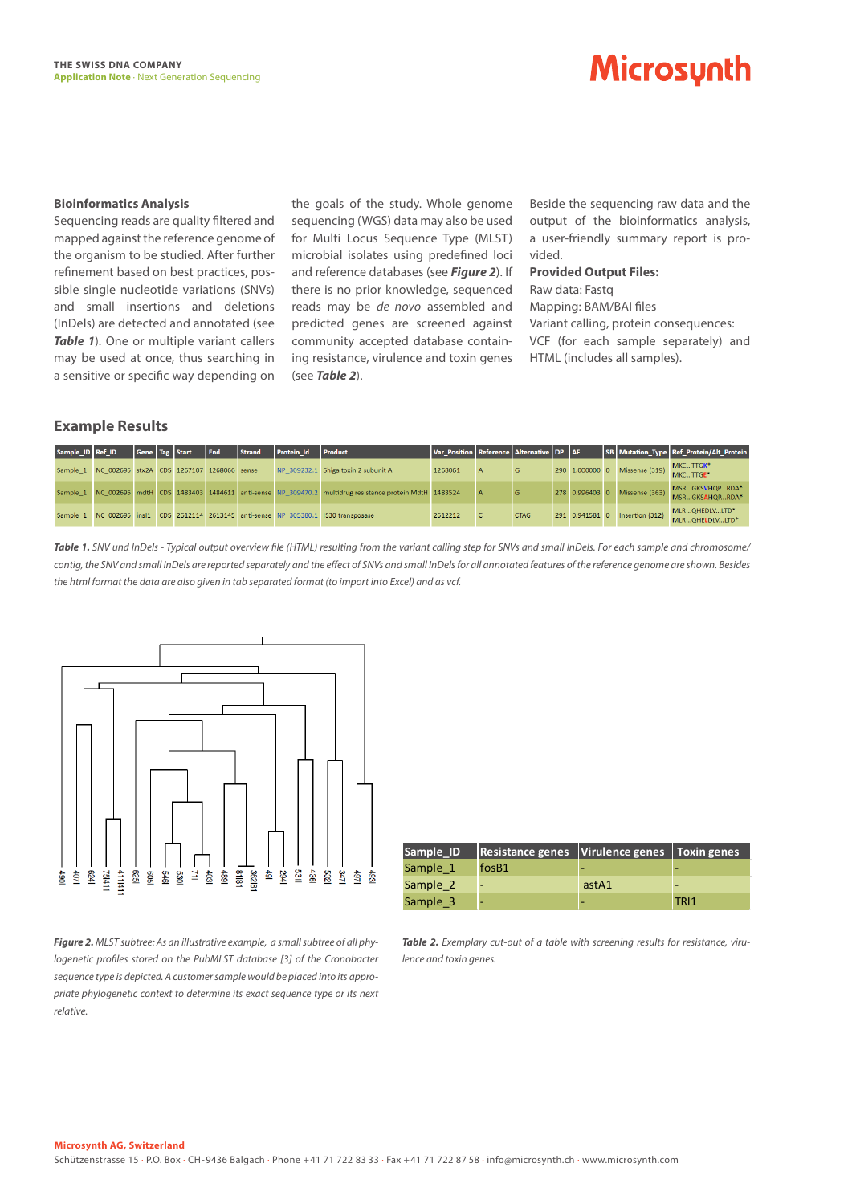## Bioinformatics Analysis

Sequencing reads are quality filtered and mapped against the reference genome of the organism to be studied. After further refinement based on best practices, possible single nucleotide variations (SNVs) and small insertions and deletions (InDels) are detected and annotated (see ***Table 1***). One or multiple variant callers may be used at once, thus searching in a sensitive or specific way depending on the goals of the study. Whole genome sequencing (WGS) data may also be used for Multi Locus Sequence Type (MLST) microbial isolates using predefined loci and reference databases (see ***Figure 2***). If there is no prior knowledge, sequenced reads may be *de novo* assembled and predicted genes are screened against community accepted database containing resistance, virulence and toxin genes (see ***Table 2***).

Beside the sequencing raw data and the output of the bioinformatics analysis, a user-friendly summary report is provided.

**Provided Output Files:**

Raw data: Fastq
Mapping: BAM/BAI files
Variant calling, protein consequences: VCF (for each sample separately) and HTML (includes all samples).

## Example Results

| Sample_ID | Ref_ID | Gene | Tag | Start | End | Strand | Protein_Id | Product | Var_Position | Reference | Alternative | DP | AF | SB | Mutation_Type | Ref_Protein/Alt_Protein |
|---|---|---|---|---|---|---|---|---|---|---|---|---|---|---|---|---|
| Sample_1 | NC_002695 | stx2A | CDS | 1267107 | 1268066 | sense | NP_309232.1 | Shiga toxin 2 subunit A | 1268061 | A | G | 290 | 1.000000 | 0 | Missense (319) | MKC...TTGK* MKC...TTGE* |
| Sample_1 | NC_002695 | mdtH | CDS | 1483403 | 1484611 | anti-sense | NP_309470.2 | multidrug resistance protein MdtH | 1483524 | A | G | 278 | 0.996403 | 0 | Missense (363) | MSR...GKSVHQP...RDA* MSR...GKSAHQP...RDA* |
| Sample_1 | NC_002695 | insI1 | CDS | 2612114 | 2613145 | anti-sense | NP_305380.1 | IS30 transposase | 2612212 | C | CTAG | 291 | 0.941581 | 0 | Insertion (312) | MLR...QHEDLV...LTD* MLR...QHELDLV...LTD* |

***Table 1.*** *SNV und InDels - Typical output overview file (HTML) resulting from the variant calling step for SNVs and small InDels. For each sample and chromosome/contig, the SNV and small InDels are reported separately and the effect of SNVs and small InDels for all annotated features of the reference genome are shown. Besides the html format the data are also given in tab separated format (to import into Excel) and as vcf.*

490I
407I
624I
734I
411411I
625I
605I
546I
530I
71I
403I
488I
818I
362I81
49I
234I
531I
436I
532I
347I
497I
438I

***Figure 2.*** *MLST subtree: As an illustrative example, a small subtree of all phylogenetic profiles stored on the PubMLST database [3] of the Cronobacter sequence type is depicted. A customer sample would be placed into its appropriate phylogenetic context to determine its exact sequence type or its next relative.*

| Sample_ID | Resistance genes | Virulence genes | Toxin genes |
|---|---|---|---|
| Sample_1 | fosB1 | - | - |
| Sample_2 | - | astA1 | - |
| Sample_3 | - | - | TRI1 |

***Table 2.*** *Exemplary cut-out of a table with screening results for resistance, virulence and toxin genes.*